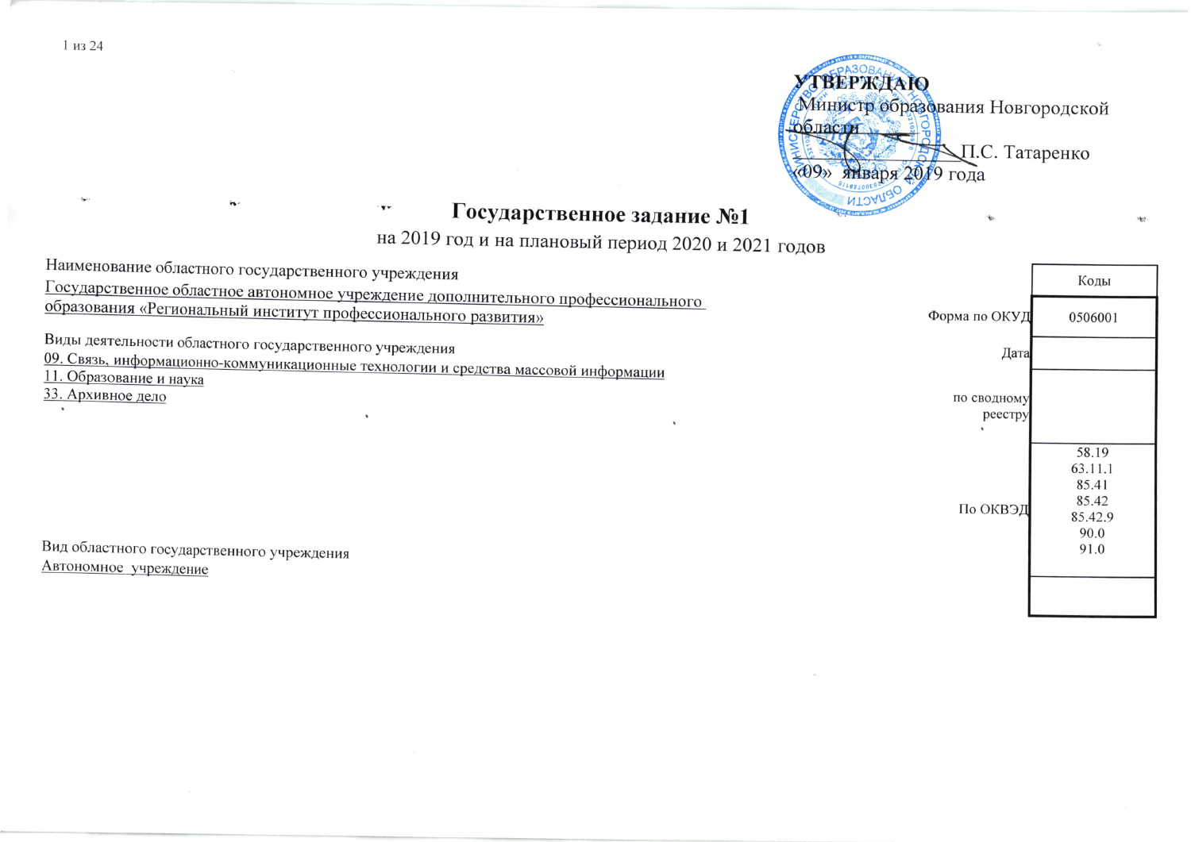УТВЕРЖДАЮ
Министр образования Новгородской области
П.С. Татаренко
«09» января 2019 года

# Государственное задание №1
## на 2019 год и на плановый период 2020 и 2021 годов

Наименование областного государственного учреждения
Государственное областное автономное учреждение дополнительного профессионального образования «Региональный институт профессионального развития»

Виды деятельности областного государственного учреждения
09. Связь, информационно-коммуникационные технологии и средства массовой информации
11. Образование и наука
33. Архивное дело

Вид областного государственного учреждения
Автономное учреждение

| | Коды |
|---|---|
| Форма по ОКУД | 0506001 |
| Дата | |
| по сводному реестру | |
| По ОКВЭД | 58.19<br>63.11.1<br>85.41<br>85.42<br>85.42.9<br>90.0<br>91.0 |
| | |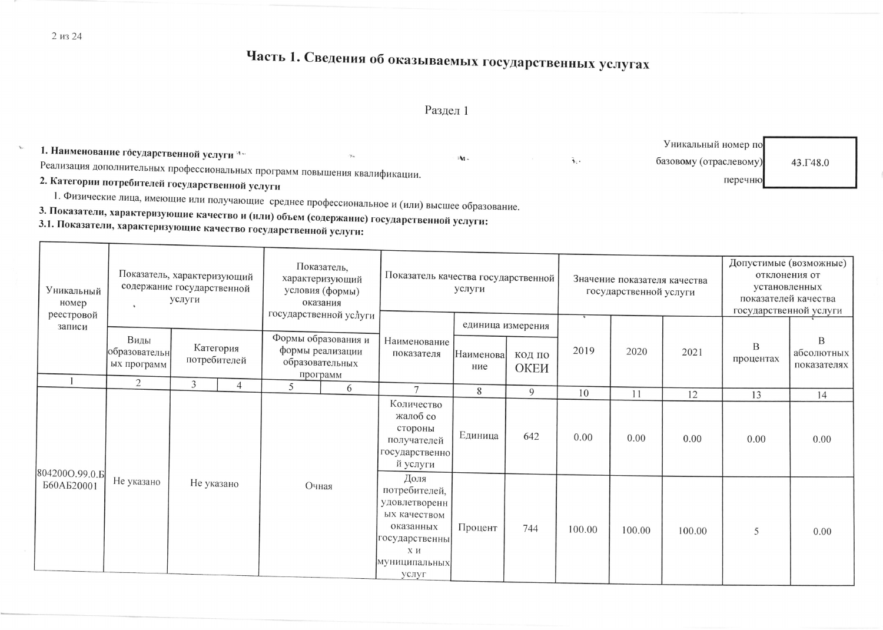# Часть 1. Сведения об оказываемых государственных услугах

## Раздел 1

**1. Наименование государственной услуги**

Реализация дополнительных профессиональных программ повышения квалификации.

Уникальный номер по базовому (отраслевому) перечню: **43.Г48.0**

**2. Категории потребителей государственной услуги**

1. Физические лица, имеющие или получающие среднее профессиональное и (или) высшее образование.

**3. Показатели, характеризующие качество и (или) объем (содержание) государственной услуги:**

**3.1. Показатели, характеризующие качество государственной услуги:**

| Уникальный номер реестровой записи | Показатель, характеризующий содержание государственной услуги | | | Показатель, характеризующий условия (формы) оказания государственной услуги | | Показатель качества государственной услуги | | | Значение показателя качества государственной услуги | | | Допустимые (возможные) отклонения от установленных показателей качества государственной услуги | |
|---|---|---|---|---|---|---|---|---|---|---|---|---|---|
| | Виды образовательных программ | Категория потребителей | | Формы образования и формы реализации образовательных программ | | Наименование показателя | единица измерения | | 2019 | 2020 | 2021 | В процентах | В абсолютных показателях |
| | | | | | | | Наименование | код по ОКЕИ | | | | | |
| 1 | 2 | 3 | 4 | 5 | 6 | 7 | 8 | 9 | 10 | 11 | 12 | 13 | 14 |
| 804200О.99.0.ББ60АБ20001 | Не указано | Не указано | | Очная | | Количество жалоб со стороны получателей государственной услуги | Единица | 642 | 0.00 | 0.00 | 0.00 | 0.00 | 0.00 |
| | | | | | | Доля потребителей, удовлетворенных качеством оказанных государственных и муниципальных услуг | Процент | 744 | 100.00 | 100.00 | 100.00 | 5 | 0.00 |